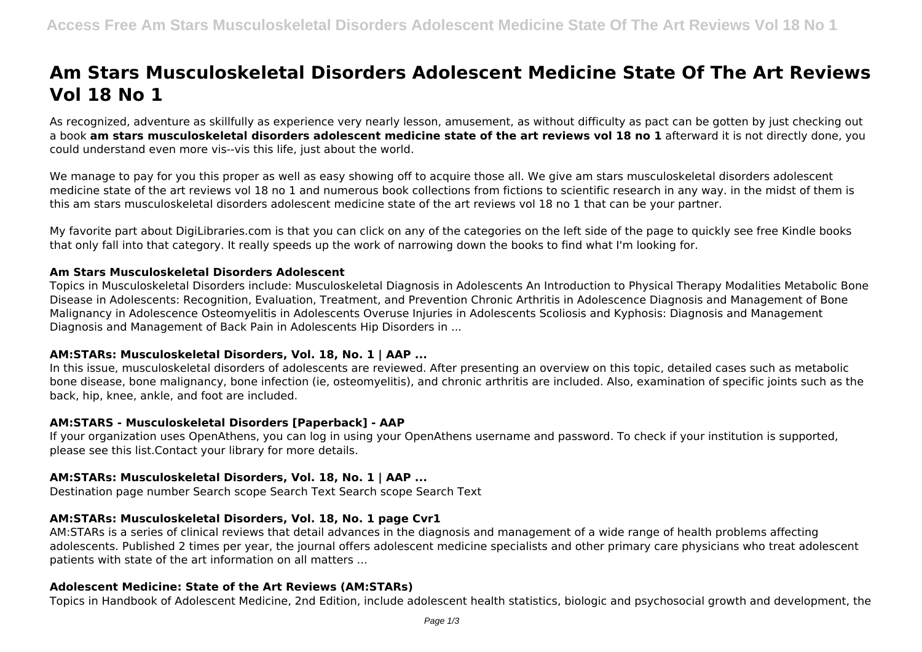# Am Stars Musculoskeletal Disorders Adolescent Medicine State Of The Art Reviews Vol 18 No 1

As recognized, adventure as skillfully as experience very nearly lesson, amusement, as without difficulty as pact can be gotten by just checking out a book **am stars musculoskeletal disorders adolescent medicine state of the art reviews vol 18 no 1** afterward it is not directly done, you could understand even more vis--vis this life, just about the world.

We manage to pay for you this proper as well as easy showing off to acquire those all. We give am stars musculoskeletal disorders adolescent medicine state of the art reviews vol 18 no 1 and numerous book collections from fictions to scientific research in any way. in the midst of them is this am stars musculoskeletal disorders adolescent medicine state of the art reviews vol 18 no 1 that can be your partner.

My favorite part about DigiLibraries.com is that you can click on any of the categories on the left side of the page to quickly see free Kindle books that only fall into that category. It really speeds up the work of narrowing down the books to find what I'm looking for.

### Am Stars Musculoskeletal Disorders Adolescent

Topics in Musculoskeletal Disorders include: Musculoskeletal Diagnosis in Adolescents An Introduction to Physical Therapy Modalities Metabolic Bone Disease in Adolescents: Recognition, Evaluation, Treatment, and Prevention Chronic Arthritis in Adolescence Diagnosis and Management of Bone Malignancy in Adolescence Osteomyelitis in Adolescents Overuse Injuries in Adolescents Scoliosis and Kyphosis: Diagnosis and Management Diagnosis and Management of Back Pain in Adolescents Hip Disorders in ...

### AM:STARs: Musculoskeletal Disorders, Vol. 18, No. 1 | AAP ...

In this issue, musculoskeletal disorders of adolescents are reviewed. After presenting an overview on this topic, detailed cases such as metabolic bone disease, bone malignancy, bone infection (ie, osteomyelitis), and chronic arthritis are included. Also, examination of specific joints such as the back, hip, knee, ankle, and foot are included.

### AM:STARS - Musculoskeletal Disorders [Paperback] - AAP

If your organization uses OpenAthens, you can log in using your OpenAthens username and password. To check if your institution is supported, please see this list.Contact your library for more details.

### AM:STARs: Musculoskeletal Disorders, Vol. 18, No. 1 | AAP ...

Destination page number Search scope Search Text Search scope Search Text

### AM:STARs: Musculoskeletal Disorders, Vol. 18, No. 1 page Cvr1

AM:STARs is a series of clinical reviews that detail advances in the diagnosis and management of a wide range of health problems affecting adolescents. Published 2 times per year, the journal offers adolescent medicine specialists and other primary care physicians who treat adolescent patients with state of the art information on all matters ...

### Adolescent Medicine: State of the Art Reviews (AM:STARs)

Topics in Handbook of Adolescent Medicine, 2nd Edition, include adolescent health statistics, biologic and psychosocial growth and development, the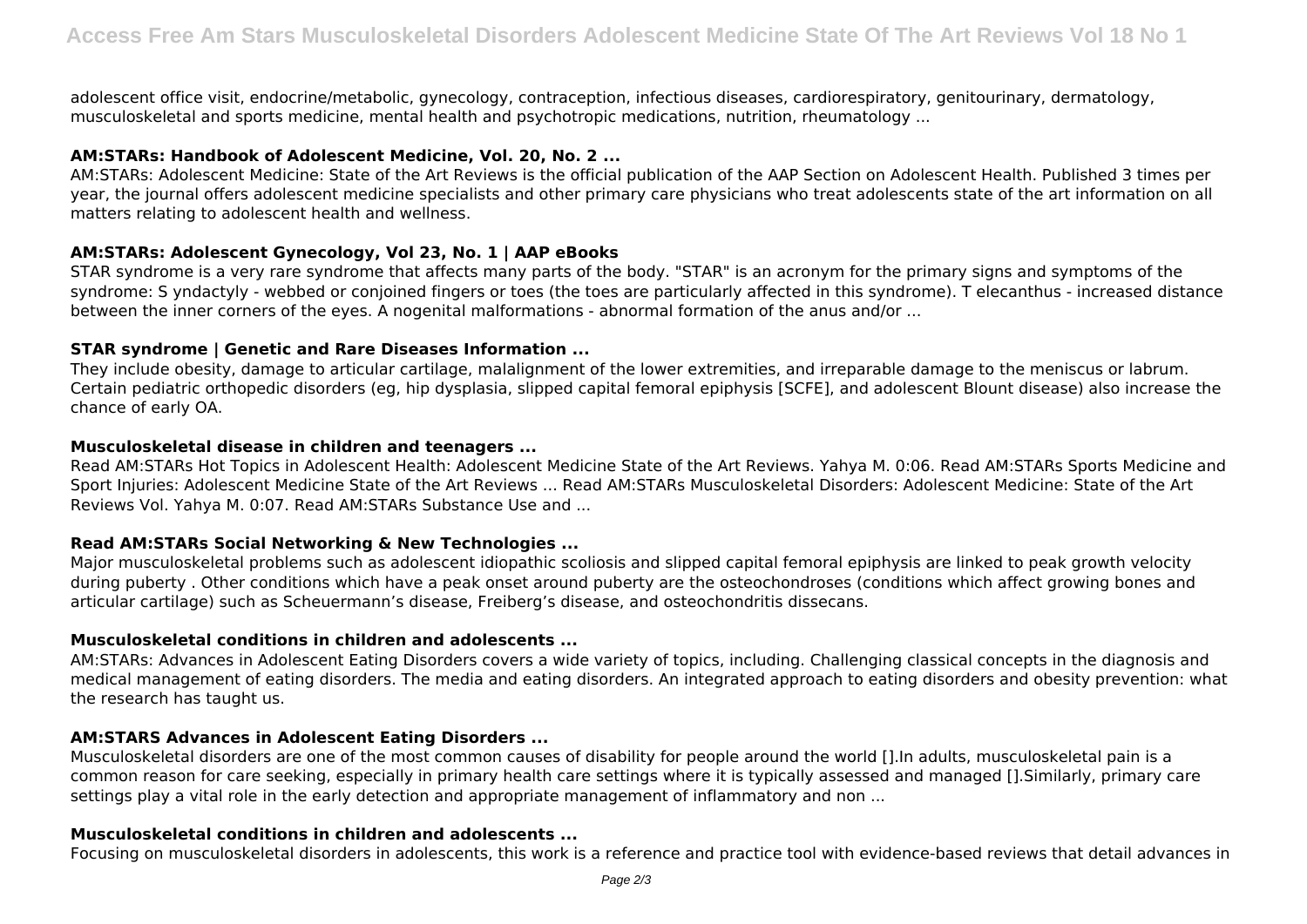adolescent office visit, endocrine/metabolic, gynecology, contraception, infectious diseases, cardiorespiratory, genitourinary, dermatology, musculoskeletal and sports medicine, mental health and psychotropic medications, nutrition, rheumatology ...

### AM:STARs: Handbook of Adolescent Medicine, Vol. 20, No. 2 ...

AM:STARs: Adolescent Medicine: State of the Art Reviews is the official publication of the AAP Section on Adolescent Health. Published 3 times per year, the journal offers adolescent medicine specialists and other primary care physicians who treat adolescents state of the art information on all matters relating to adolescent health and wellness.

### AM:STARs: Adolescent Gynecology, Vol 23, No. 1 | AAP eBooks

STAR syndrome is a very rare syndrome that affects many parts of the body. "STAR" is an acronym for the primary signs and symptoms of the syndrome: S yndactyly - webbed or conjoined fingers or toes (the toes are particularly affected in this syndrome). T elecanthus - increased distance between the inner corners of the eyes. A nogenital malformations - abnormal formation of the anus and/or ...

### STAR syndrome | Genetic and Rare Diseases Information ...

They include obesity, damage to articular cartilage, malalignment of the lower extremities, and irreparable damage to the meniscus or labrum. Certain pediatric orthopedic disorders (eg, hip dysplasia, slipped capital femoral epiphysis [SCFE], and adolescent Blount disease) also increase the chance of early OA.

### Musculoskeletal disease in children and teenagers ...

Read AM:STARs Hot Topics in Adolescent Health: Adolescent Medicine State of the Art Reviews. Yahya M. 0:06. Read AM:STARs Sports Medicine and Sport Injuries: Adolescent Medicine State of the Art Reviews ... Read AM:STARs Musculoskeletal Disorders: Adolescent Medicine: State of the Art Reviews Vol. Yahya M. 0:07. Read AM:STARs Substance Use and ...

### Read AM:STARs Social Networking & New Technologies ...

Major musculoskeletal problems such as adolescent idiopathic scoliosis and slipped capital femoral epiphysis are linked to peak growth velocity during puberty . Other conditions which have a peak onset around puberty are the osteochondroses (conditions which affect growing bones and articular cartilage) such as Scheuermann's disease, Freiberg's disease, and osteochondritis dissecans.

### Musculoskeletal conditions in children and adolescents ...

AM:STARs: Advances in Adolescent Eating Disorders covers a wide variety of topics, including. Challenging classical concepts in the diagnosis and medical management of eating disorders. The media and eating disorders. An integrated approach to eating disorders and obesity prevention: what the research has taught us.

### AM:STARS Advances in Adolescent Eating Disorders ...

Musculoskeletal disorders are one of the most common causes of disability for people around the world [].In adults, musculoskeletal pain is a common reason for care seeking, especially in primary health care settings where it is typically assessed and managed [].Similarly, primary care settings play a vital role in the early detection and appropriate management of inflammatory and non ...

### Musculoskeletal conditions in children and adolescents ...

Focusing on musculoskeletal disorders in adolescents, this work is a reference and practice tool with evidence-based reviews that detail advances in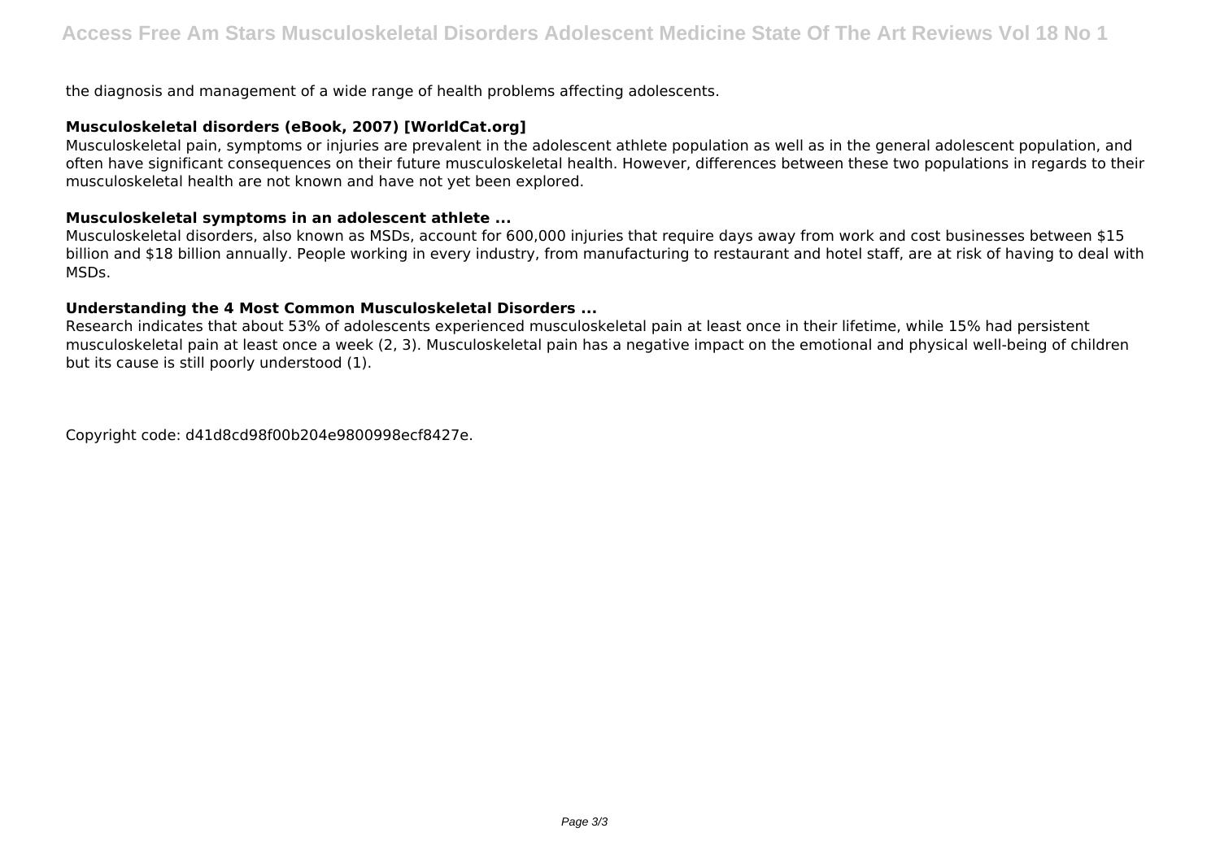the diagnosis and management of a wide range of health problems affecting adolescents.

**Musculoskeletal disorders (eBook, 2007) [WorldCat.org]**

Musculoskeletal pain, symptoms or injuries are prevalent in the adolescent athlete population as well as in the general adolescent population, and often have significant consequences on their future musculoskeletal health. However, differences between these two populations in regards to their musculoskeletal health are not known and have not yet been explored.

**Musculoskeletal symptoms in an adolescent athlete ...**

Musculoskeletal disorders, also known as MSDs, account for 600,000 injuries that require days away from work and cost businesses between $15 billion and $18 billion annually. People working in every industry, from manufacturing to restaurant and hotel staff, are at risk of having to deal with MSDs.

**Understanding the 4 Most Common Musculoskeletal Disorders ...**

Research indicates that about 53% of adolescents experienced musculoskeletal pain at least once in their lifetime, while 15% had persistent musculoskeletal pain at least once a week (2, 3). Musculoskeletal pain has a negative impact on the emotional and physical well-being of children but its cause is still poorly understood (1).

Copyright code: d41d8cd98f00b204e9800998ecf8427e.